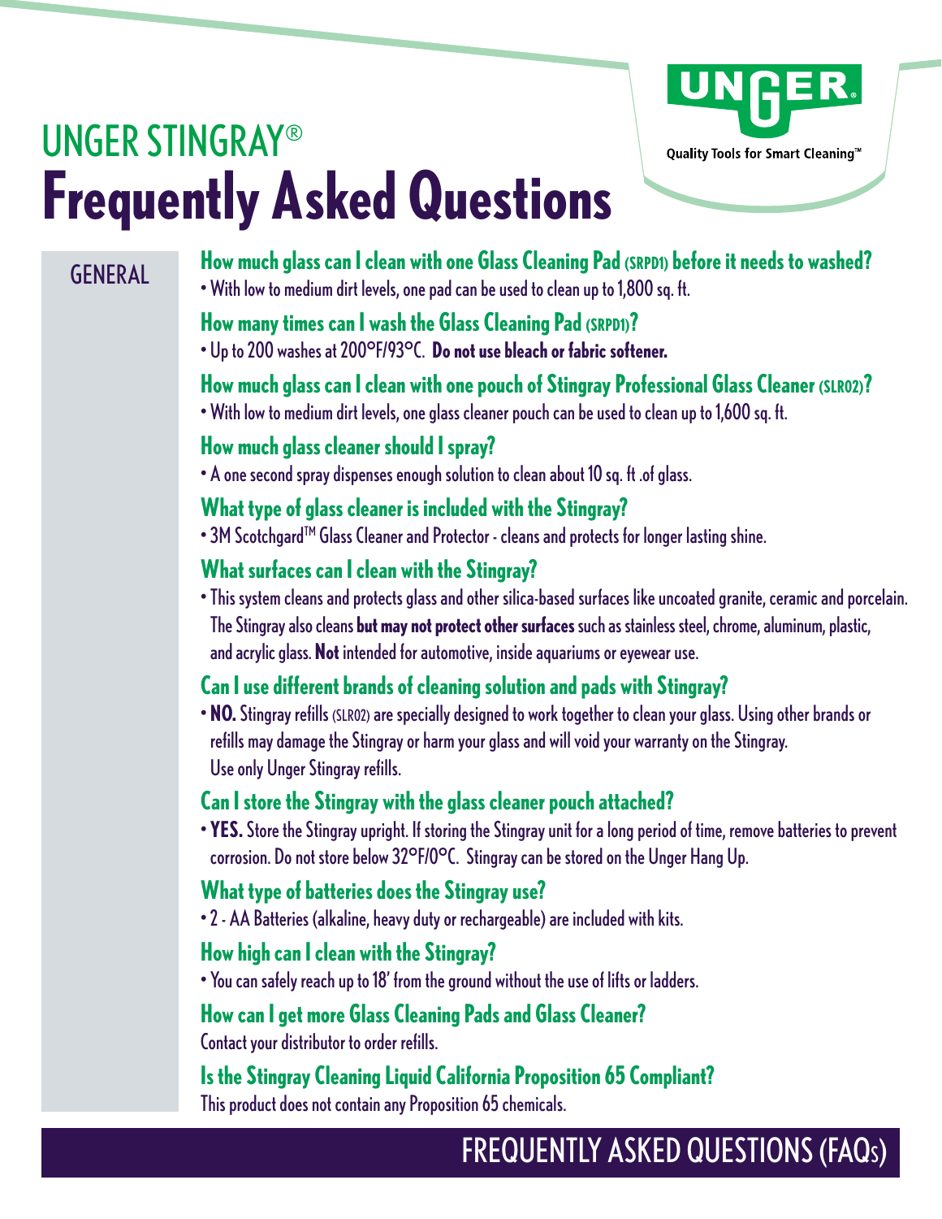# UNGER STINGRAY®

# Frequently Asked Questions

UNGER

Quality Tools for Smart Cleaning™

## GENERAL

### How much glass can I clean with one Glass Cleaning Pad (SRPD1) before it needs to washed?

- With low to medium dirt levels, one pad can be used to clean up to 1,800 sq. ft.

### How many times can I wash the Glass Cleaning Pad (SRPD1)?

- Up to 200 washes at 200°F/93°C. **Do not use bleach or fabric softener.**

### How much glass can I clean with one pouch of Stingray Professional Glass Cleaner (SLR02)?

- With low to medium dirt levels, one glass cleaner pouch can be used to clean up to 1,600 sq. ft.

### How much glass cleaner should I spray?

- A one second spray dispenses enough solution to clean about 10 sq. ft .of glass.

### What type of glass cleaner is included with the Stingray?

- 3M Scotchgard™ Glass Cleaner and Protector - cleans and protects for longer lasting shine.

### What surfaces can I clean with the Stingray?

- This system cleans and protects glass and other silica-based surfaces like uncoated granite, ceramic and porcelain. The Stingray also cleans **but may not protect other surfaces** such as stainless steel, chrome, aluminum, plastic, and acrylic glass. **Not** intended for automotive, inside aquariums or eyewear use.

### Can I use different brands of cleaning solution and pads with Stingray?

- **NO.** Stingray refills (SLR02) are specially designed to work together to clean your glass. Using other brands or refills may damage the Stingray or harm your glass and will void your warranty on the Stingray. Use only Unger Stingray refills.

### Can I store the Stingray with the glass cleaner pouch attached?

- **YES.** Store the Stingray upright. If storing the Stingray unit for a long period of time, remove batteries to prevent corrosion. Do not store below 32°F/0°C. Stingray can be stored on the Unger Hang Up.

### What type of batteries does the Stingray use?

- 2 - AA Batteries (alkaline, heavy duty or rechargeable) are included with kits.

### How high can I clean with the Stingray?

- You can safely reach up to 18' from the ground without the use of lifts or ladders.

### How can I get more Glass Cleaning Pads and Glass Cleaner?

Contact your distributor to order refills.

### Is the Stingray Cleaning Liquid California Proposition 65 Compliant?

This product does not contain any Proposition 65 chemicals.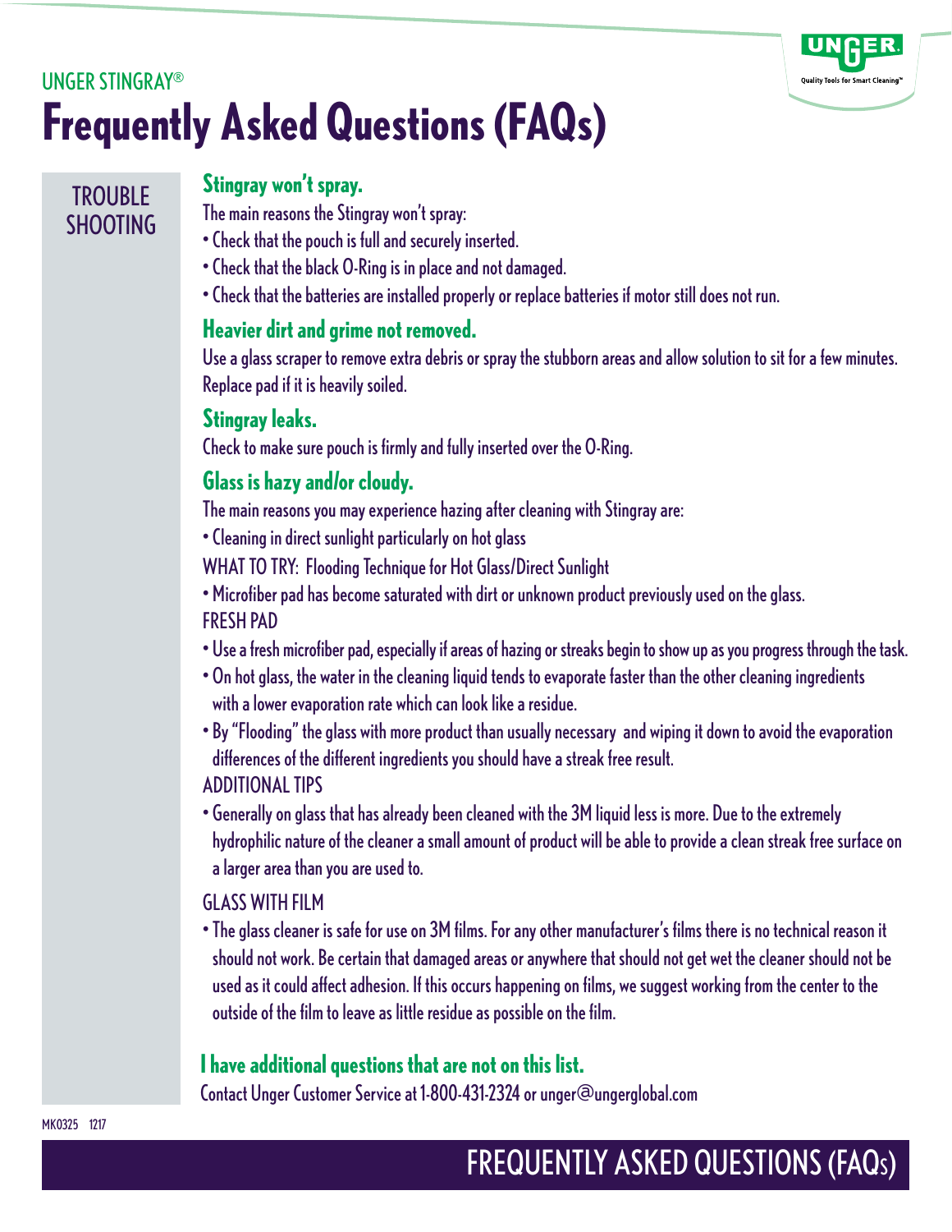UNGER STINGRAY®

# Frequently Asked Questions (FAQs)

## TROUBLE SHOOTING

### Stingray won't spray.

The main reasons the Stingray won't spray:

- Check that the pouch is full and securely inserted.
- Check that the black O-Ring is in place and not damaged.
- Check that the batteries are installed properly or replace batteries if motor still does not run.

### Heavier dirt and grime not removed.

Use a glass scraper to remove extra debris or spray the stubborn areas and allow solution to sit for a few minutes. Replace pad if it is heavily soiled.

### Stingray leaks.

Check to make sure pouch is firmly and fully inserted over the O-Ring.

### Glass is hazy and/or cloudy.

The main reasons you may experience hazing after cleaning with Stingray are:

- Cleaning in direct sunlight particularly on hot glass

WHAT TO TRY: Flooding Technique for Hot Glass/Direct Sunlight

- Microfiber pad has become saturated with dirt or unknown product previously used on the glass.

FRESH PAD

- Use a fresh microfiber pad, especially if areas of hazing or streaks begin to show up as you progress through the task.
- On hot glass, the water in the cleaning liquid tends to evaporate faster than the other cleaning ingredients with a lower evaporation rate which can look like a residue.
- By "Flooding" the glass with more product than usually necessary and wiping it down to avoid the evaporation differences of the different ingredients you should have a streak free result.

ADDITIONAL TIPS

- Generally on glass that has already been cleaned with the 3M liquid less is more. Due to the extremely hydrophilic nature of the cleaner a small amount of product will be able to provide a clean streak free surface on a larger area than you are used to.

GLASS WITH FILM

- The glass cleaner is safe for use on 3M films. For any other manufacturer's films there is no technical reason it should not work. Be certain that damaged areas or anywhere that should not get wet the cleaner should not be used as it could affect adhesion. If this occurs happening on films, we suggest working from the center to the outside of the film to leave as little residue as possible on the film.

### I have additional questions that are not on this list.

Contact Unger Customer Service at 1-800-431-2324 or unger@ungerglobal.com

MK0325 1217